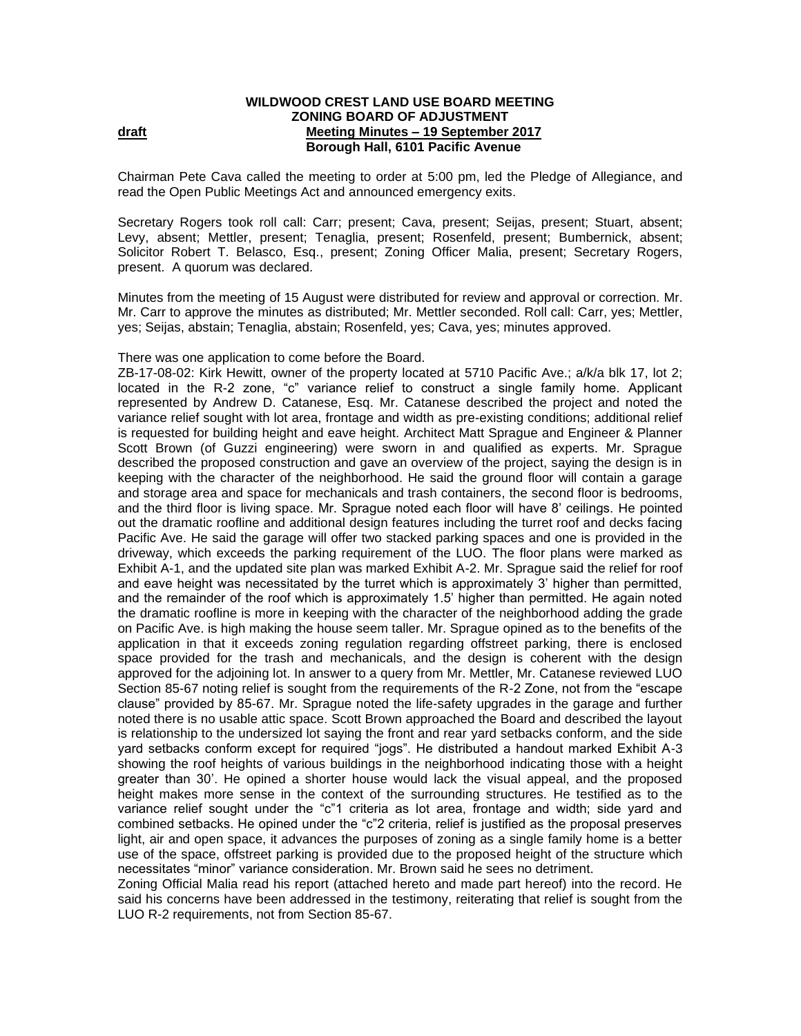**WILDWOOD CREST LAND USE BOARD MEETING**
**ZONING BOARD OF ADJUSTMENT**

**draft** **Meeting Minutes – 19 September 2017**
**Borough Hall, 6101 Pacific Avenue**

Chairman Pete Cava called the meeting to order at 5:00 pm, led the Pledge of Allegiance, and read the Open Public Meetings Act and announced emergency exits.

Secretary Rogers took roll call: Carr; present; Cava, present; Seijas, present; Stuart, absent; Levy, absent; Mettler, present; Tenaglia, present; Rosenfeld, present; Bumbernick, absent; Solicitor Robert T. Belasco, Esq., present; Zoning Officer Malia, present; Secretary Rogers, present. A quorum was declared.

Minutes from the meeting of 15 August were distributed for review and approval or correction. Mr. Mr. Carr to approve the minutes as distributed; Mr. Mettler seconded. Roll call: Carr, yes; Mettler, yes; Seijas, abstain; Tenaglia, abstain; Rosenfeld, yes; Cava, yes; minutes approved.

There was one application to come before the Board.

ZB-17-08-02: Kirk Hewitt, owner of the property located at 5710 Pacific Ave.; a/k/a blk 17, lot 2; located in the R-2 zone, "c" variance relief to construct a single family home. Applicant represented by Andrew D. Catanese, Esq. Mr. Catanese described the project and noted the variance relief sought with lot area, frontage and width as pre-existing conditions; additional relief is requested for building height and eave height. Architect Matt Sprague and Engineer & Planner Scott Brown (of Guzzi engineering) were sworn in and qualified as experts. Mr. Sprague described the proposed construction and gave an overview of the project, saying the design is in keeping with the character of the neighborhood. He said the ground floor will contain a garage and storage area and space for mechanicals and trash containers, the second floor is bedrooms, and the third floor is living space. Mr. Sprague noted each floor will have 8' ceilings. He pointed out the dramatic roofline and additional design features including the turret roof and decks facing Pacific Ave. He said the garage will offer two stacked parking spaces and one is provided in the driveway, which exceeds the parking requirement of the LUO. The floor plans were marked as Exhibit A-1, and the updated site plan was marked Exhibit A-2. Mr. Sprague said the relief for roof and eave height was necessitated by the turret which is approximately 3' higher than permitted, and the remainder of the roof which is approximately 1.5' higher than permitted. He again noted the dramatic roofline is more in keeping with the character of the neighborhood adding the grade on Pacific Ave. is high making the house seem taller. Mr. Sprague opined as to the benefits of the application in that it exceeds zoning regulation regarding offstreet parking, there is enclosed space provided for the trash and mechanicals, and the design is coherent with the design approved for the adjoining lot. In answer to a query from Mr. Mettler, Mr. Catanese reviewed LUO Section 85-67 noting relief is sought from the requirements of the R-2 Zone, not from the "escape clause" provided by 85-67. Mr. Sprague noted the life-safety upgrades in the garage and further noted there is no usable attic space. Scott Brown approached the Board and described the layout is relationship to the undersized lot saying the front and rear yard setbacks conform, and the side yard setbacks conform except for required "jogs". He distributed a handout marked Exhibit A-3 showing the roof heights of various buildings in the neighborhood indicating those with a height greater than 30'. He opined a shorter house would lack the visual appeal, and the proposed height makes more sense in the context of the surrounding structures. He testified as to the variance relief sought under the "c"1 criteria as lot area, frontage and width; side yard and combined setbacks. He opined under the "c"2 criteria, relief is justified as the proposal preserves light, air and open space, it advances the purposes of zoning as a single family home is a better use of the space, offstreet parking is provided due to the proposed height of the structure which necessitates "minor" variance consideration. Mr. Brown said he sees no detriment.

Zoning Official Malia read his report (attached hereto and made part hereof) into the record. He said his concerns have been addressed in the testimony, reiterating that relief is sought from the LUO R-2 requirements, not from Section 85-67.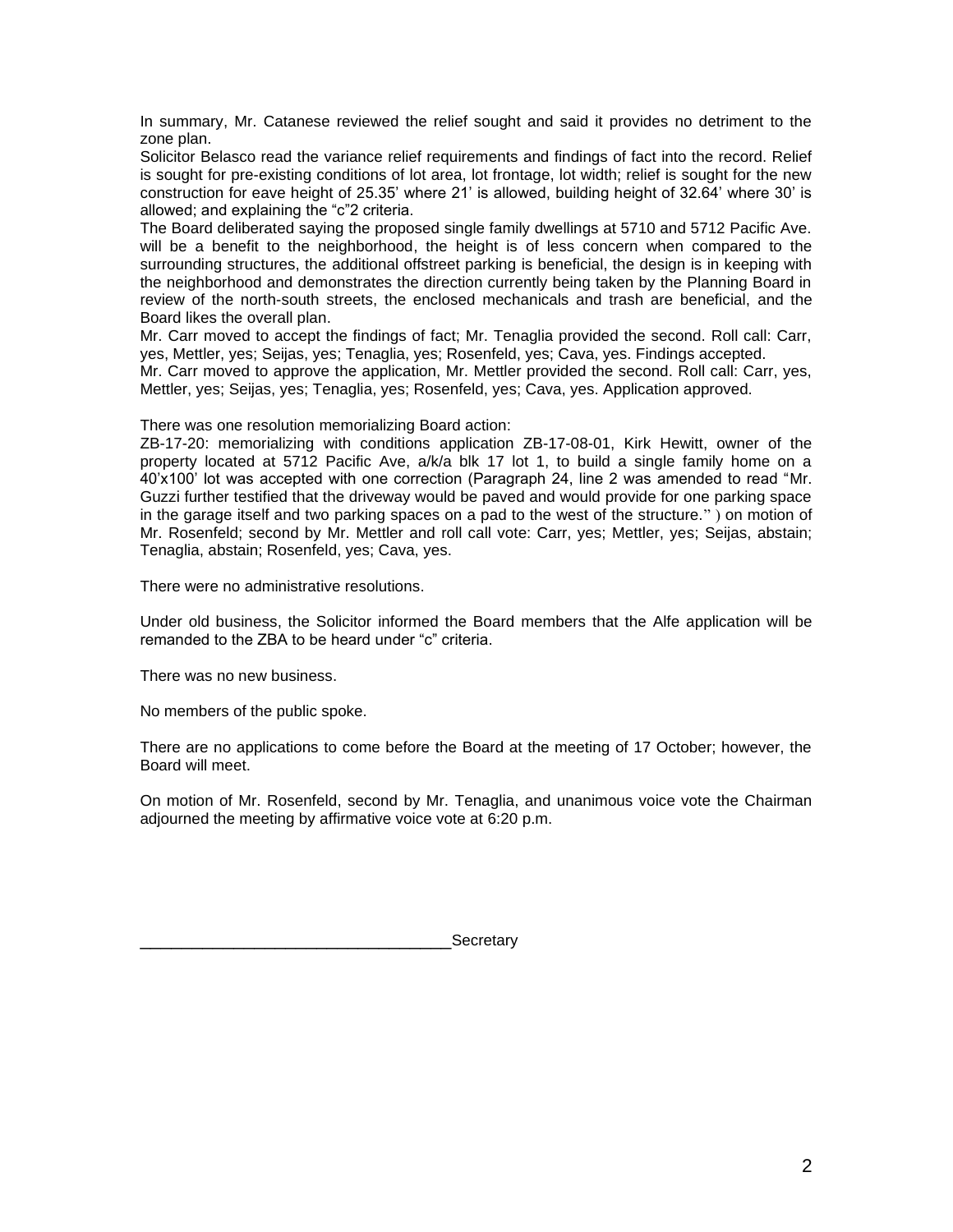In summary, Mr. Catanese reviewed the relief sought and said it provides no detriment to the zone plan.

Solicitor Belasco read the variance relief requirements and findings of fact into the record. Relief is sought for pre-existing conditions of lot area, lot frontage, lot width; relief is sought for the new construction for eave height of 25.35' where 21' is allowed, building height of 32.64' where 30' is allowed; and explaining the "c"2 criteria.

The Board deliberated saying the proposed single family dwellings at 5710 and 5712 Pacific Ave. will be a benefit to the neighborhood, the height is of less concern when compared to the surrounding structures, the additional offstreet parking is beneficial, the design is in keeping with the neighborhood and demonstrates the direction currently being taken by the Planning Board in review of the north-south streets, the enclosed mechanicals and trash are beneficial, and the Board likes the overall plan.

Mr. Carr moved to accept the findings of fact; Mr. Tenaglia provided the second. Roll call: Carr, yes, Mettler, yes; Seijas, yes; Tenaglia, yes; Rosenfeld, yes; Cava, yes. Findings accepted.

Mr. Carr moved to approve the application, Mr. Mettler provided the second. Roll call: Carr, yes, Mettler, yes; Seijas, yes; Tenaglia, yes; Rosenfeld, yes; Cava, yes. Application approved.

There was one resolution memorializing Board action:

ZB-17-20: memorializing with conditions application ZB-17-08-01, Kirk Hewitt, owner of the property located at 5712 Pacific Ave, a/k/a blk 17 lot 1, to build a single family home on a 40'x100' lot was accepted with one correction (Paragraph 24, line 2 was amended to read "Mr. Guzzi further testified that the driveway would be paved and would provide for one parking space in the garage itself and two parking spaces on a pad to the west of the structure." ) on motion of Mr. Rosenfeld; second by Mr. Mettler and roll call vote: Carr, yes; Mettler, yes; Seijas, abstain; Tenaglia, abstain; Rosenfeld, yes; Cava, yes.

There were no administrative resolutions.

Under old business, the Solicitor informed the Board members that the Alfe application will be remanded to the ZBA to be heard under "c" criteria.

There was no new business.

No members of the public spoke.

There are no applications to come before the Board at the meeting of 17 October; however, the Board will meet.

On motion of Mr. Rosenfeld, second by Mr. Tenaglia, and unanimous voice vote the Chairman adjourned the meeting by affirmative voice vote at 6:20 p.m.

___________________________________Secretary